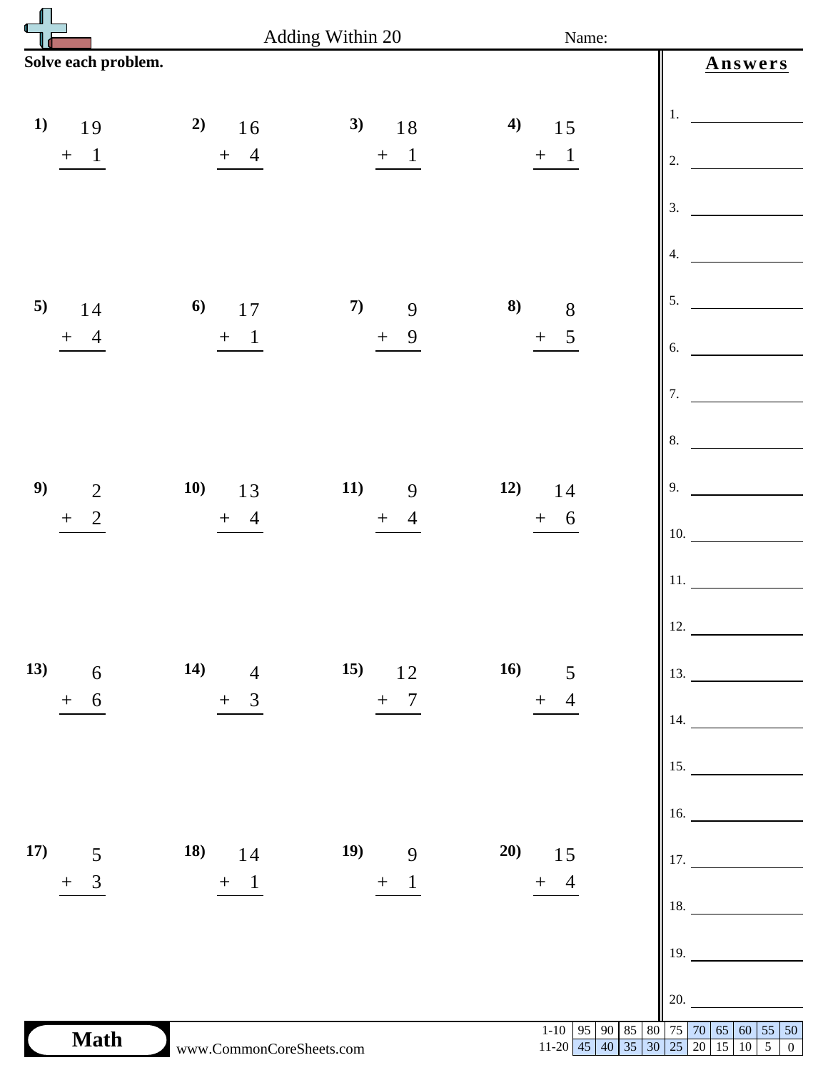# Adding Within 20

Name:

**Solve each problem.**

**1)** $19 + 1$

**2)** $16 + 4$

**3)** $18 + 1$

**4)** $15 + 1$

**5)** $14 + 4$

**6)** $17 + 1$

**7)** $9 + 9$

**8)** $8 + 5$

**9)** $2 + 2$

**10)** $13 + 4$

**11)** $9 + 4$

**12)** $14 + 6$

**13)** $6 + 6$

**14)** $4 + 3$

**15)** $12 + 7$

**16)** $5 + 4$

**17)** $5 + 3$

**18)** $14 + 1$

**19)** $9 + 1$

**20)** $15 + 4$

## Answers

1. ________
2. ________
3. ________
4. ________
5. ________
6. ________
7. ________
8. ________
9. ________
10. ________
11. ________
12. ________
13. ________
14. ________
15. ________
16. ________
17. ________
18. ________
19. ________
20. ________

**Math**

www.CommonCoreSheets.com

| 1-10 | 95 | 90 | 85 | 80 | 75 | 70 | 65 | 60 | 55 | 50 |
|---|---|---|---|---|---|---|---|---|---|---|
| 11-20 | 45 | 40 | 35 | 30 | 25 | 20 | 15 | 10 | 5 | 0 |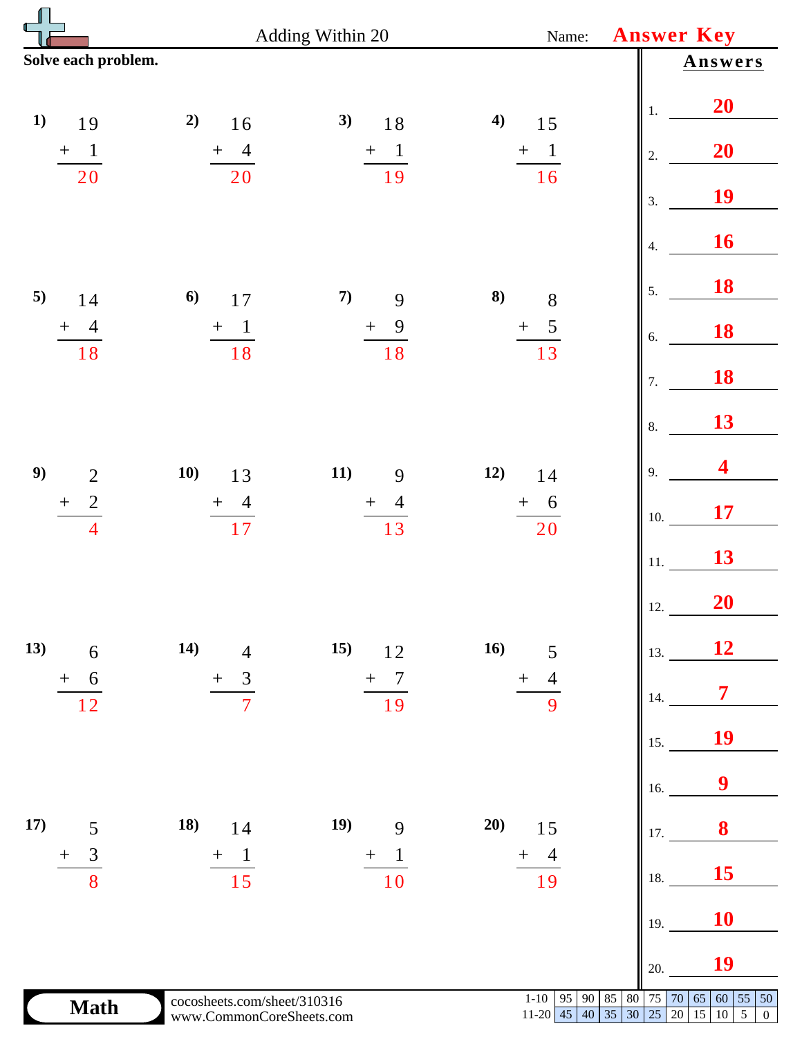# Adding Within 20

Name: **Answer Key**

**Solve each problem.**

1) $19 + 1 = 20$

2) $16 + 4 = 20$

3) $18 + 1 = 19$

4) $15 + 1 = 16$

5) $14 + 4 = 18$

6) $17 + 1 = 18$

7) $9 + 9 = 18$

8) $8 + 5 = 13$

9) $2 + 2 = 4$

10) $13 + 4 = 17$

11) $9 + 4 = 13$

12) $14 + 6 = 20$

13) $6 + 6 = 12$

14) $4 + 3 = 7$

15) $12 + 7 = 19$

16) $5 + 4 = 9$

17) $5 + 3 = 8$

18) $14 + 1 = 15$

19) $9 + 1 = 10$

20) $15 + 4 = 19$

## Answers

1. 20
2. 20
3. 19
4. 16
5. 18
6. 18
7. 18
8. 13
9. 4
10. 17
11. 13
12. 20
13. 12
14. 7
15. 19
16. 9
17. 8
18. 15
19. 10
20. 19

**Math**

cocosheets.com/sheet/310316
www.CommonCoreSheets.com

| 1-10 | 95 | 90 | 85 | 80 | 75 | 70 | 65 | 60 | 55 | 50 |
|---|---|---|---|---|---|---|---|---|---|---|
| 11-20 | 45 | 40 | 35 | 30 | 25 | 20 | 15 | 10 | 5 | 0 |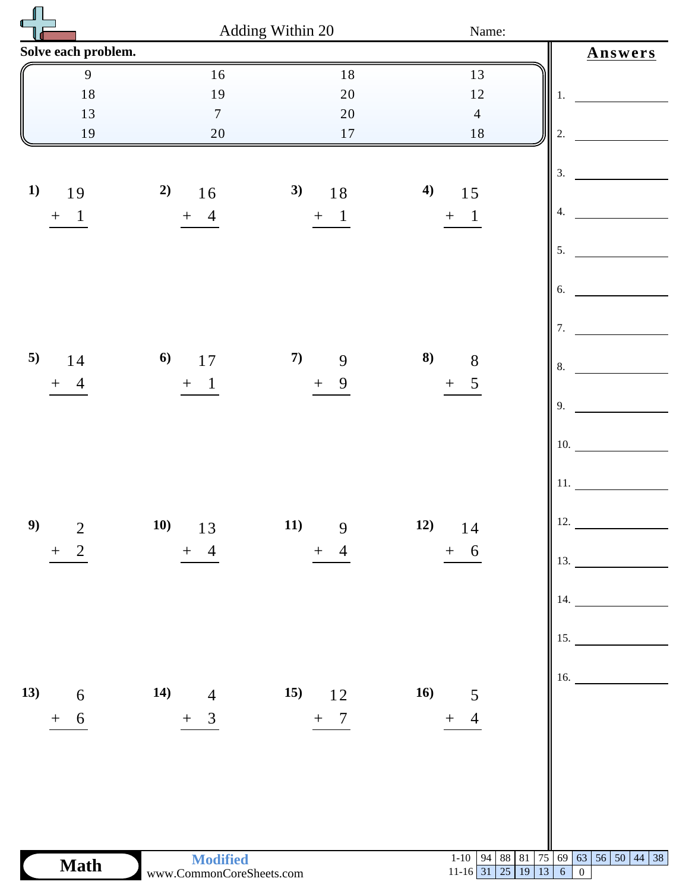# Adding Within 20

Name:

**Solve each problem.**

| | | | |
|---|---|---|---|
| 9 | 16 | 18 | 13 |
| 18 | 19 | 20 | 12 |
| 13 | 7 | 20 | 4 |
| 19 | 20 | 17 | 18 |

**1)** $19 + 1$

**2)** $16 + 4$

**3)** $18 + 1$

**4)** $15 + 1$

**5)** $14 + 4$

**6)** $17 + 1$

**7)** $9 + 9$

**8)** $8 + 5$

**9)** $2 + 2$

**10)** $13 + 4$

**11)** $9 + 4$

**12)** $14 + 6$

**13)** $6 + 6$

**14)** $4 + 3$

**15)** $12 + 7$

**16)** $5 + 4$

## Answers

1. ______
2. ______
3. ______
4. ______
5. ______
6. ______
7. ______
8. ______
9. ______
10. ______
11. ______
12. ______
13. ______
14. ______
15. ______
16. ______

**Math** Modified
www.CommonCoreSheets.com

| | | | | | | | | | | |
|---|---|---|---|---|---|---|---|---|---|---|
| 1-10 | 94 | 88 | 81 | 75 | 69 | 63 | 56 | 50 | 44 | 38 |
| 11-16 | 31 | 25 | 19 | 13 | 6 | 0 | | | | |